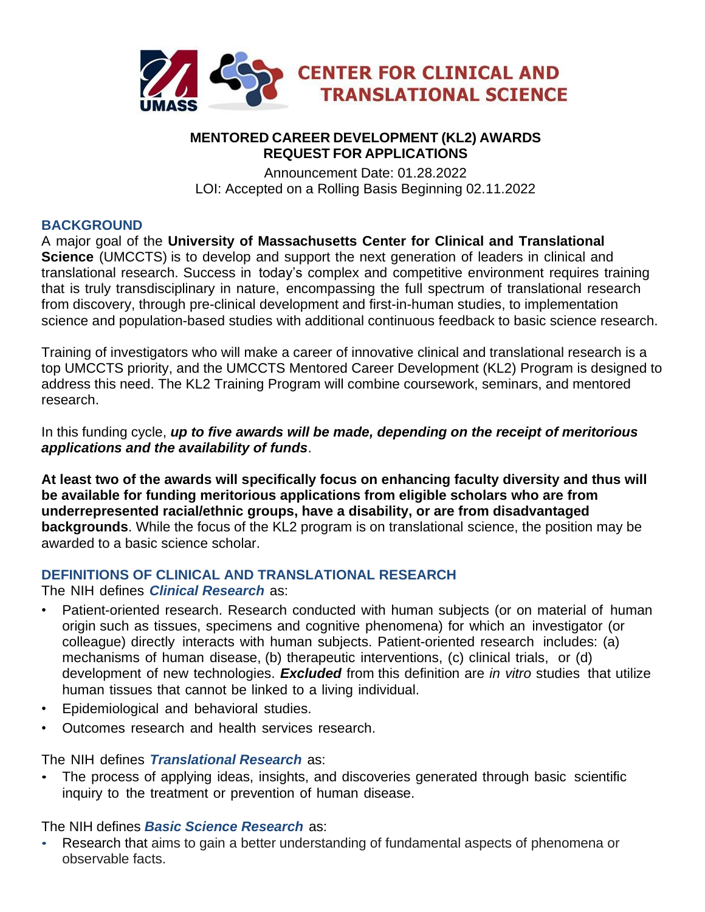# CENTER FOR CLINICAL AND TRANSLATIONAL SCIENCE

## MENTORED CAREER DEVELOPMENT (KL2) AWARDS REQUEST FOR APPLICATIONS

Announcement Date: 01.28.2022
LOI: Accepted on a Rolling Basis Beginning 02.11.2022

### BACKGROUND

A major goal of the **University of Massachusetts Center for Clinical and Translational Science** (UMCCTS) is to develop and support the next generation of leaders in clinical and translational research. Success in today's complex and competitive environment requires training that is truly transdisciplinary in nature, encompassing the full spectrum of translational research from discovery, through pre-clinical development and first-in-human studies, to implementation science and population-based studies with additional continuous feedback to basic science research.

Training of investigators who will make a career of innovative clinical and translational research is a top UMCCTS priority, and the UMCCTS Mentored Career Development (KL2) Program is designed to address this need. The KL2 Training Program will combine coursework, seminars, and mentored research.

In this funding cycle, ***up to five awards will be made, depending on the receipt of meritorious applications and the availability of funds***.

**At least two of the awards will specifically focus on enhancing faculty diversity and thus will be available for funding meritorious applications from eligible scholars who are from underrepresented racial/ethnic groups, have a disability, or are from disadvantaged backgrounds**. While the focus of the KL2 program is on translational science, the position may be awarded to a basic science scholar.

### DEFINITIONS OF CLINICAL AND TRANSLATIONAL RESEARCH

The NIH defines ***Clinical Research*** as:

- Patient-oriented research. Research conducted with human subjects (or on material of human origin such as tissues, specimens and cognitive phenomena) for which an investigator (or colleague) directly interacts with human subjects. Patient-oriented research includes: (a) mechanisms of human disease, (b) therapeutic interventions, (c) clinical trials, or (d) development of new technologies. ***Excluded*** from this definition are *in vitro* studies that utilize human tissues that cannot be linked to a living individual.
- Epidemiological and behavioral studies.
- Outcomes research and health services research.

The NIH defines ***Translational Research*** as:

- The process of applying ideas, insights, and discoveries generated through basic scientific inquiry to the treatment or prevention of human disease.

The NIH defines ***Basic Science Research*** as:

- Research that aims to gain a better understanding of fundamental aspects of phenomena or observable facts.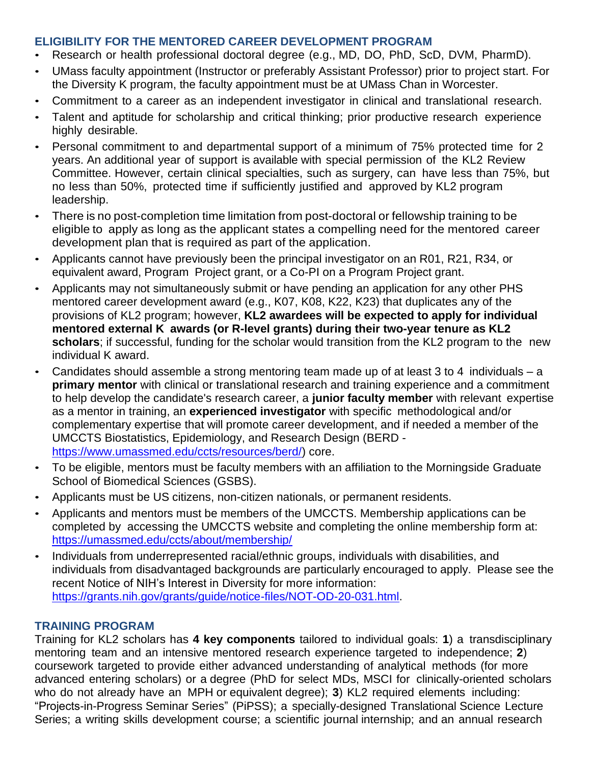## ELIGIBILITY FOR THE MENTORED CAREER DEVELOPMENT PROGRAM

- Research or health professional doctoral degree (e.g., MD, DO, PhD, ScD, DVM, PharmD).
- UMass faculty appointment (Instructor or preferably Assistant Professor) prior to project start. For the Diversity K program, the faculty appointment must be at UMass Chan in Worcester.
- Commitment to a career as an independent investigator in clinical and translational research.
- Talent and aptitude for scholarship and critical thinking; prior productive research experience highly desirable.
- Personal commitment to and departmental support of a minimum of 75% protected time for 2 years. An additional year of support is available with special permission of the KL2 Review Committee. However, certain clinical specialties, such as surgery, can have less than 75%, but no less than 50%, protected time if sufficiently justified and approved by KL2 program leadership.
- There is no post-completion time limitation from post-doctoral or fellowship training to be eligible to apply as long as the applicant states a compelling need for the mentored career development plan that is required as part of the application.
- Applicants cannot have previously been the principal investigator on an R01, R21, R34, or equivalent award, Program Project grant, or a Co-PI on a Program Project grant.
- Applicants may not simultaneously submit or have pending an application for any other PHS mentored career development award (e.g., K07, K08, K22, K23) that duplicates any of the provisions of KL2 program; however, **KL2 awardees will be expected to apply for individual mentored external K awards (or R-level grants) during their two-year tenure as KL2 scholars**; if successful, funding for the scholar would transition from the KL2 program to the new individual K award.
- Candidates should assemble a strong mentoring team made up of at least 3 to 4 individuals – a **primary mentor** with clinical or translational research and training experience and a commitment to help develop the candidate's research career, a **junior faculty member** with relevant expertise as a mentor in training, an **experienced investigator** with specific methodological and/or complementary expertise that will promote career development, and if needed a member of the UMCCTS Biostatistics, Epidemiology, and Research Design (BERD - [https://www.umassmed.edu/ccts/resources/berd/](https://www.umassmed.edu/ccts/resources/berd/)) core.
- To be eligible, mentors must be faculty members with an affiliation to the Morningside Graduate School of Biomedical Sciences (GSBS).
- Applicants must be US citizens, non-citizen nationals, or permanent residents.
- Applicants and mentors must be members of the UMCCTS. Membership applications can be completed by accessing the UMCCTS website and completing the online membership form at: [https://umassmed.edu/ccts/about/membership/](https://umassmed.edu/ccts/about/membership/)
- Individuals from underrepresented racial/ethnic groups, individuals with disabilities, and individuals from disadvantaged backgrounds are particularly encouraged to apply. Please see the recent Notice of NIH's Interest in Diversity for more information: [https://grants.nih.gov/grants/guide/notice-files/NOT-OD-20-031.html](https://grants.nih.gov/grants/guide/notice-files/NOT-OD-20-031.html).

## TRAINING PROGRAM

Training for KL2 scholars has **4 key components** tailored to individual goals: **1**) a transdisciplinary mentoring team and an intensive mentored research experience targeted to independence; **2**) coursework targeted to provide either advanced understanding of analytical methods (for more advanced entering scholars) or a degree (PhD for select MDs, MSCI for clinically-oriented scholars who do not already have an MPH or equivalent degree); **3**) KL2 required elements including: "Projects-in-Progress Seminar Series" (PiPSS); a specially-designed Translational Science Lecture Series; a writing skills development course; a scientific journal internship; and an annual research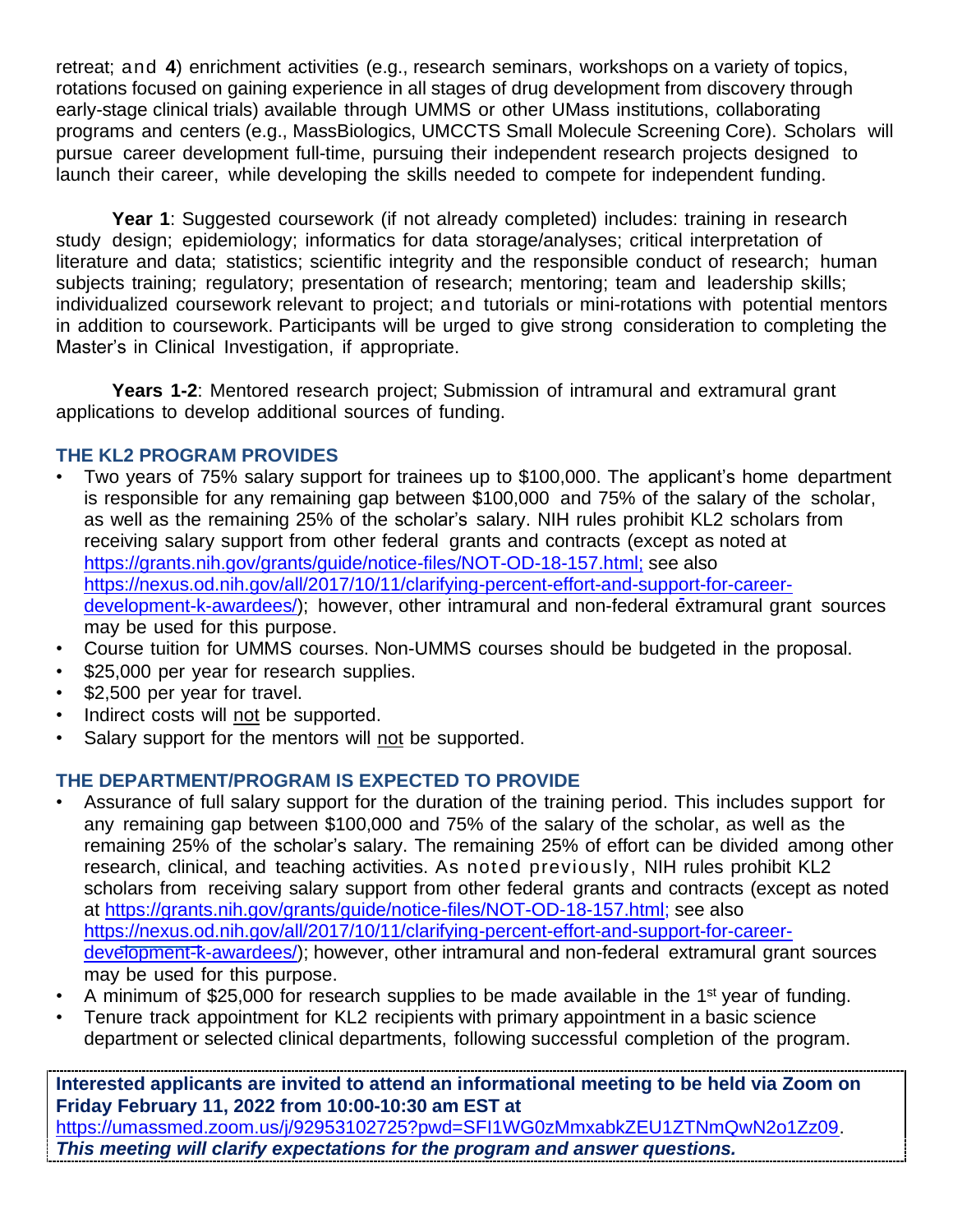retreat; and **4**) enrichment activities (e.g., research seminars, workshops on a variety of topics, rotations focused on gaining experience in all stages of drug development from discovery through early-stage clinical trials) available through UMMS or other UMass institutions, collaborating programs and centers (e.g., MassBiologics, UMCCTS Small Molecule Screening Core). Scholars will pursue career development full-time, pursuing their independent research projects designed to launch their career, while developing the skills needed to compete for independent funding.

**Year 1**: Suggested coursework (if not already completed) includes: training in research study design; epidemiology; informatics for data storage/analyses; critical interpretation of literature and data; statistics; scientific integrity and the responsible conduct of research; human subjects training; regulatory; presentation of research; mentoring; team and leadership skills; individualized coursework relevant to project; and tutorials or mini-rotations with potential mentors in addition to coursework. Participants will be urged to give strong consideration to completing the Master's in Clinical Investigation, if appropriate.

**Years 1-2**: Mentored research project; Submission of intramural and extramural grant applications to develop additional sources of funding.

## THE KL2 PROGRAM PROVIDES

- Two years of 75% salary support for trainees up to $100,000. The applicant's home department is responsible for any remaining gap between $100,000 and 75% of the salary of the scholar, as well as the remaining 25% of the scholar's salary. NIH rules prohibit KL2 scholars from receiving salary support from other federal grants and contracts (except as noted at https://grants.nih.gov/grants/guide/notice-files/NOT-OD-18-157.html; see also https://nexus.od.nih.gov/all/2017/10/11/clarifying-percent-effort-and-support-for-career-development-k-awardees/); however, other intramural and non-federal extramural grant sources may be used for this purpose.
- Course tuition for UMMS courses. Non-UMMS courses should be budgeted in the proposal.
- $25,000 per year for research supplies.
- $2,500 per year for travel.
- Indirect costs will not be supported.
- Salary support for the mentors will not be supported.

## THE DEPARTMENT/PROGRAM IS EXPECTED TO PROVIDE

- Assurance of full salary support for the duration of the training period. This includes support for any remaining gap between $100,000 and 75% of the salary of the scholar, as well as the remaining 25% of the scholar's salary. The remaining 25% of effort can be divided among other research, clinical, and teaching activities. As noted previously, NIH rules prohibit KL2 scholars from receiving salary support from other federal grants and contracts (except as noted at https://grants.nih.gov/grants/guide/notice-files/NOT-OD-18-157.html; see also https://nexus.od.nih.gov/all/2017/10/11/clarifying-percent-effort-and-support-for-career-development-k-awardees/); however, other intramural and non-federal extramural grant sources may be used for this purpose.
- A minimum of $25,000 for research supplies to be made available in the 1st year of funding.
- Tenure track appointment for KL2 recipients with primary appointment in a basic science department or selected clinical departments, following successful completion of the program.

**Interested applicants are invited to attend an informational meeting to be held via Zoom on Friday February 11, 2022 from 10:00-10:30 am EST at** https://umassmed.zoom.us/j/92953102725?pwd=SFI1WG0zMmxabkZEU1ZTNmQwN2o1Zz09.
***This meeting will clarify expectations for the program and answer questions.***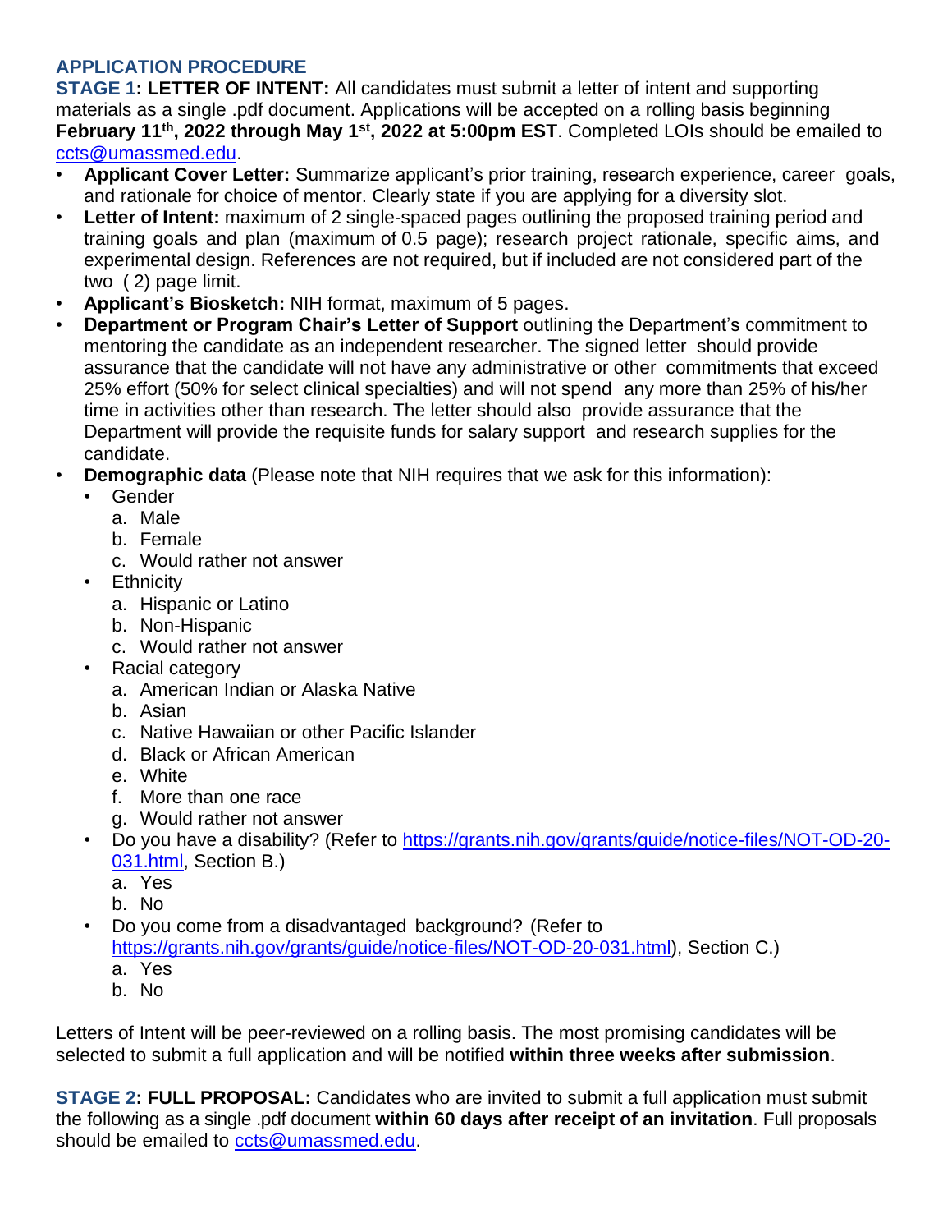## APPLICATION PROCEDURE

**STAGE 1: LETTER OF INTENT:** All candidates must submit a letter of intent and supporting materials as a single .pdf document. Applications will be accepted on a rolling basis beginning **February 11th, 2022 through May 1st, 2022 at 5:00pm EST**. Completed LOIs should be emailed to ccts@umassmed.edu.

- **Applicant Cover Letter:** Summarize applicant's prior training, research experience, career goals, and rationale for choice of mentor. Clearly state if you are applying for a diversity slot.
- **Letter of Intent:** maximum of 2 single-spaced pages outlining the proposed training period and training goals and plan (maximum of 0.5 page); research project rationale, specific aims, and experimental design. References are not required, but if included are not considered part of the two (2) page limit.
- **Applicant's Biosketch:** NIH format, maximum of 5 pages.
- **Department or Program Chair's Letter of Support** outlining the Department's commitment to mentoring the candidate as an independent researcher. The signed letter should provide assurance that the candidate will not have any administrative or other commitments that exceed 25% effort (50% for select clinical specialties) and will not spend any more than 25% of his/her time in activities other than research. The letter should also provide assurance that the Department will provide the requisite funds for salary support and research supplies for the candidate.
- **Demographic data** (Please note that NIH requires that we ask for this information):
  - Gender
    a. Male
    b. Female
    c. Would rather not answer
  - Ethnicity
    a. Hispanic or Latino
    b. Non-Hispanic
    c. Would rather not answer
  - Racial category
    a. American Indian or Alaska Native
    b. Asian
    c. Native Hawaiian or other Pacific Islander
    d. Black or African American
    e. White
    f. More than one race
    g. Would rather not answer
  - Do you have a disability? (Refer to https://grants.nih.gov/grants/guide/notice-files/NOT-OD-20-031.html, Section B.)
    a. Yes
    b. No
  - Do you come from a disadvantaged background? (Refer to https://grants.nih.gov/grants/guide/notice-files/NOT-OD-20-031.html), Section C.)
    a. Yes
    b. No

Letters of Intent will be peer-reviewed on a rolling basis. The most promising candidates will be selected to submit a full application and will be notified **within three weeks after submission**.

**STAGE 2: FULL PROPOSAL:** Candidates who are invited to submit a full application must submit the following as a single .pdf document **within 60 days after receipt of an invitation**. Full proposals should be emailed to ccts@umassmed.edu.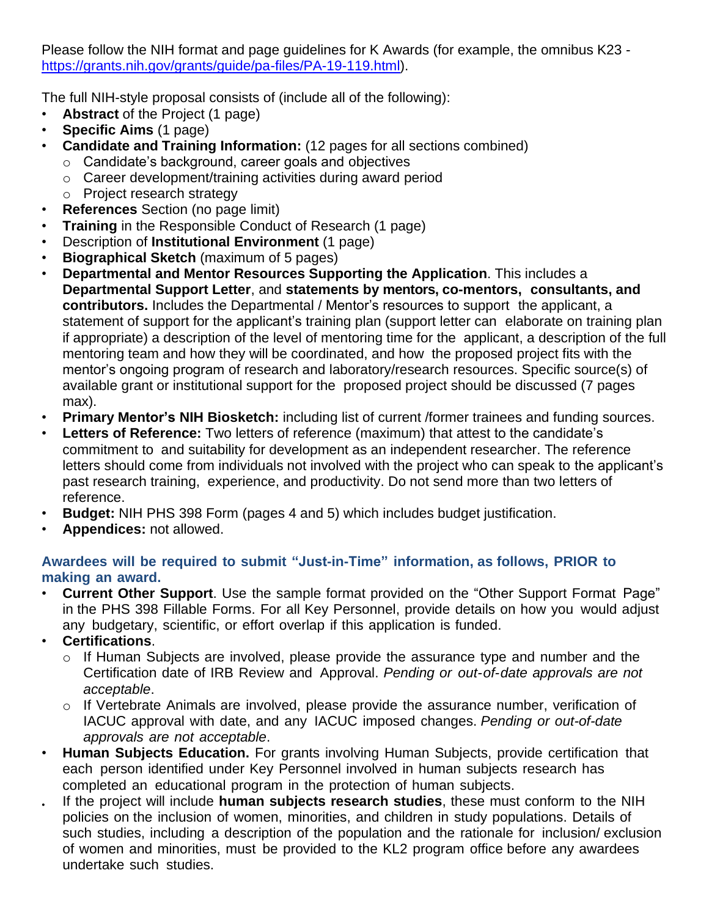Please follow the NIH format and page guidelines for K Awards (for example, the omnibus K23 - https://grants.nih.gov/grants/guide/pa-files/PA-19-119.html).

The full NIH-style proposal consists of (include all of the following):

- **Abstract** of the Project (1 page)
- **Specific Aims** (1 page)
- **Candidate and Training Information:** (12 pages for all sections combined)
  - Candidate's background, career goals and objectives
  - Career development/training activities during award period
  - Project research strategy
- **References** Section (no page limit)
- **Training** in the Responsible Conduct of Research (1 page)
- Description of **Institutional Environment** (1 page)
- **Biographical Sketch** (maximum of 5 pages)
- **Departmental and Mentor Resources Supporting the Application**. This includes a **Departmental Support Letter**, and **statements by mentors, co-mentors, consultants, and contributors.** Includes the Departmental / Mentor's resources to support the applicant, a statement of support for the applicant's training plan (support letter can elaborate on training plan if appropriate) a description of the level of mentoring time for the applicant, a description of the full mentoring team and how they will be coordinated, and how the proposed project fits with the mentor's ongoing program of research and laboratory/research resources. Specific source(s) of available grant or institutional support for the proposed project should be discussed (7 pages max).
- **Primary Mentor's NIH Biosketch:** including list of current /former trainees and funding sources.
- **Letters of Reference:** Two letters of reference (maximum) that attest to the candidate's commitment to and suitability for development as an independent researcher. The reference letters should come from individuals not involved with the project who can speak to the applicant's past research training, experience, and productivity. Do not send more than two letters of reference.
- **Budget:** NIH PHS 398 Form (pages 4 and 5) which includes budget justification.
- **Appendices:** not allowed.

### Awardees will be required to submit "Just-in-Time" information, as follows, PRIOR to making an award.

- **Current Other Support**. Use the sample format provided on the "Other Support Format Page" in the PHS 398 Fillable Forms. For all Key Personnel, provide details on how you would adjust any budgetary, scientific, or effort overlap if this application is funded.
- **Certifications**.
  - If Human Subjects are involved, please provide the assurance type and number and the Certification date of IRB Review and Approval. *Pending or out-of-date approvals are not acceptable*.
  - If Vertebrate Animals are involved, please provide the assurance number, verification of IACUC approval with date, and any IACUC imposed changes. *Pending or out-of-date approvals are not acceptable*.
- **Human Subjects Education.** For grants involving Human Subjects, provide certification that each person identified under Key Personnel involved in human subjects research has completed an educational program in the protection of human subjects.
- If the project will include **human subjects research studies**, these must conform to the NIH policies on the inclusion of women, minorities, and children in study populations. Details of such studies, including a description of the population and the rationale for inclusion/ exclusion of women and minorities, must be provided to the KL2 program office before any awardees undertake such studies.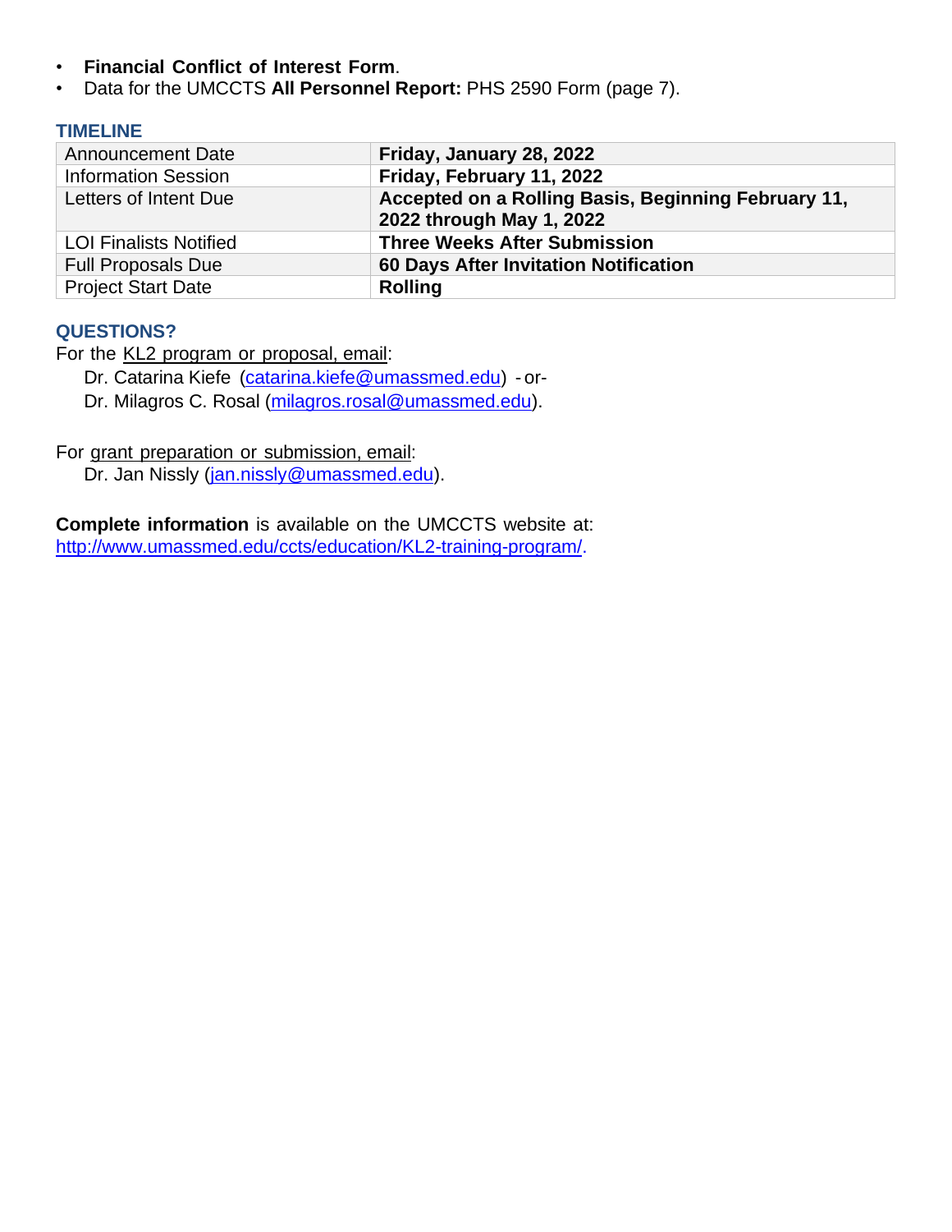- **Financial Conflict of Interest Form**.
- Data for the UMCCTS **All Personnel Report:** PHS 2590 Form (page 7).

## TIMELINE

| | |
|---|---|
| Announcement Date | **Friday, January 28, 2022** |
| Information Session | **Friday, February 11, 2022** |
| Letters of Intent Due | **Accepted on a Rolling Basis, Beginning February 11, 2022 through May 1, 2022** |
| LOI Finalists Notified | **Three Weeks After Submission** |
| Full Proposals Due | **60 Days After Invitation Notification** |
| Project Start Date | **Rolling** |

## QUESTIONS?

For the KL2 program or proposal, email:

Dr. Catarina Kiefe (catarina.kiefe@umassmed.edu) - or-

Dr. Milagros C. Rosal (milagros.rosal@umassmed.edu).

For grant preparation or submission, email:

Dr. Jan Nissly (jan.nissly@umassmed.edu).

**Complete information** is available on the UMCCTS website at: http://www.umassmed.edu/ccts/education/KL2-training-program/.